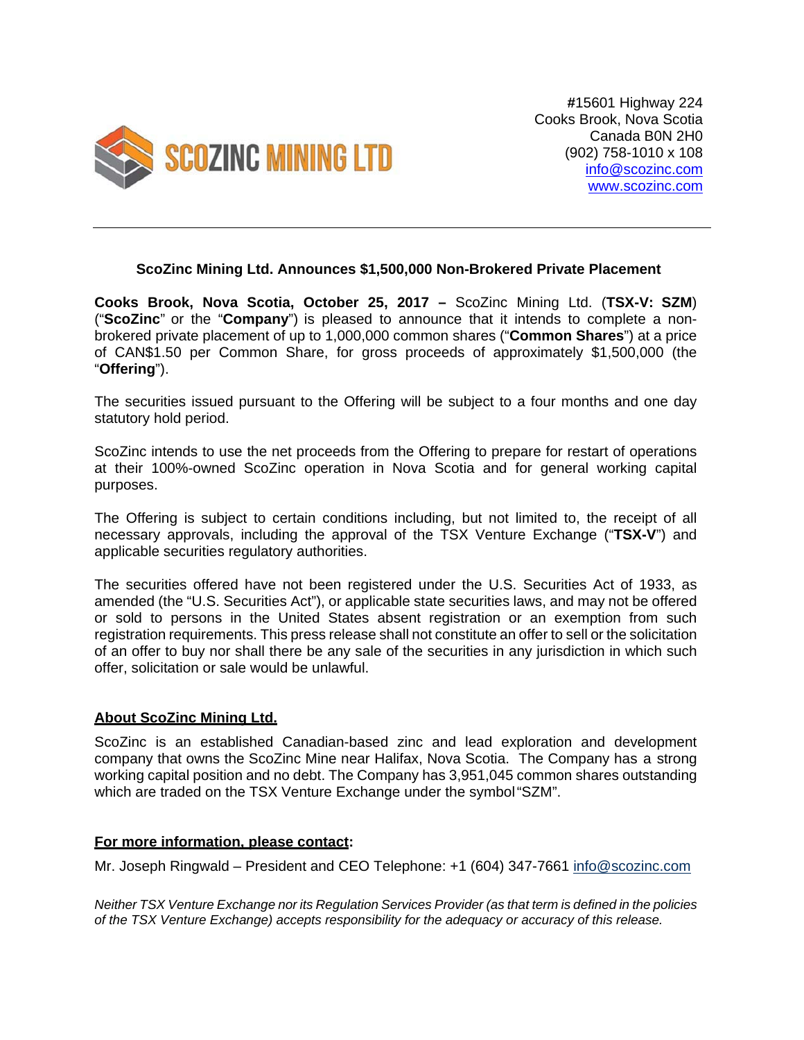SCOZINC MINING LTD

#15601 Highway 224
Cooks Brook, Nova Scotia
Canada B0N 2H0
(902) 758-1010 x 108
info@scozinc.com
www.scozinc.com

---

## ScoZinc Mining Ltd. Announces $1,500,000 Non-Brokered Private Placement

**Cooks Brook, Nova Scotia, October 25, 2017 –** ScoZinc Mining Ltd. (**TSX-V: SZM**) ("**ScoZinc**" or the "**Company**") is pleased to announce that it intends to complete a non-brokered private placement of up to 1,000,000 common shares ("**Common Shares**") at a price of CAN$1.50 per Common Share, for gross proceeds of approximately $1,500,000 (the "**Offering**").

The securities issued pursuant to the Offering will be subject to a four months and one day statutory hold period.

ScoZinc intends to use the net proceeds from the Offering to prepare for restart of operations at their 100%-owned ScoZinc operation in Nova Scotia and for general working capital purposes.

The Offering is subject to certain conditions including, but not limited to, the receipt of all necessary approvals, including the approval of the TSX Venture Exchange ("**TSX-V**") and applicable securities regulatory authorities.

The securities offered have not been registered under the U.S. Securities Act of 1933, as amended (the "U.S. Securities Act"), or applicable state securities laws, and may not be offered or sold to persons in the United States absent registration or an exemption from such registration requirements. This press release shall not constitute an offer to sell or the solicitation of an offer to buy nor shall there be any sale of the securities in any jurisdiction in which such offer, solicitation or sale would be unlawful.

### About ScoZinc Mining Ltd.

ScoZinc is an established Canadian-based zinc and lead exploration and development company that owns the ScoZinc Mine near Halifax, Nova Scotia. The Company has a strong working capital position and no debt. The Company has 3,951,045 common shares outstanding which are traded on the TSX Venture Exchange under the symbol "SZM".

### For more information, please contact:

Mr. Joseph Ringwald – President and CEO Telephone: +1 (604) 347-7661 info@scozinc.com

*Neither TSX Venture Exchange nor its Regulation Services Provider (as that term is defined in the policies of the TSX Venture Exchange) accepts responsibility for the adequacy or accuracy of this release.*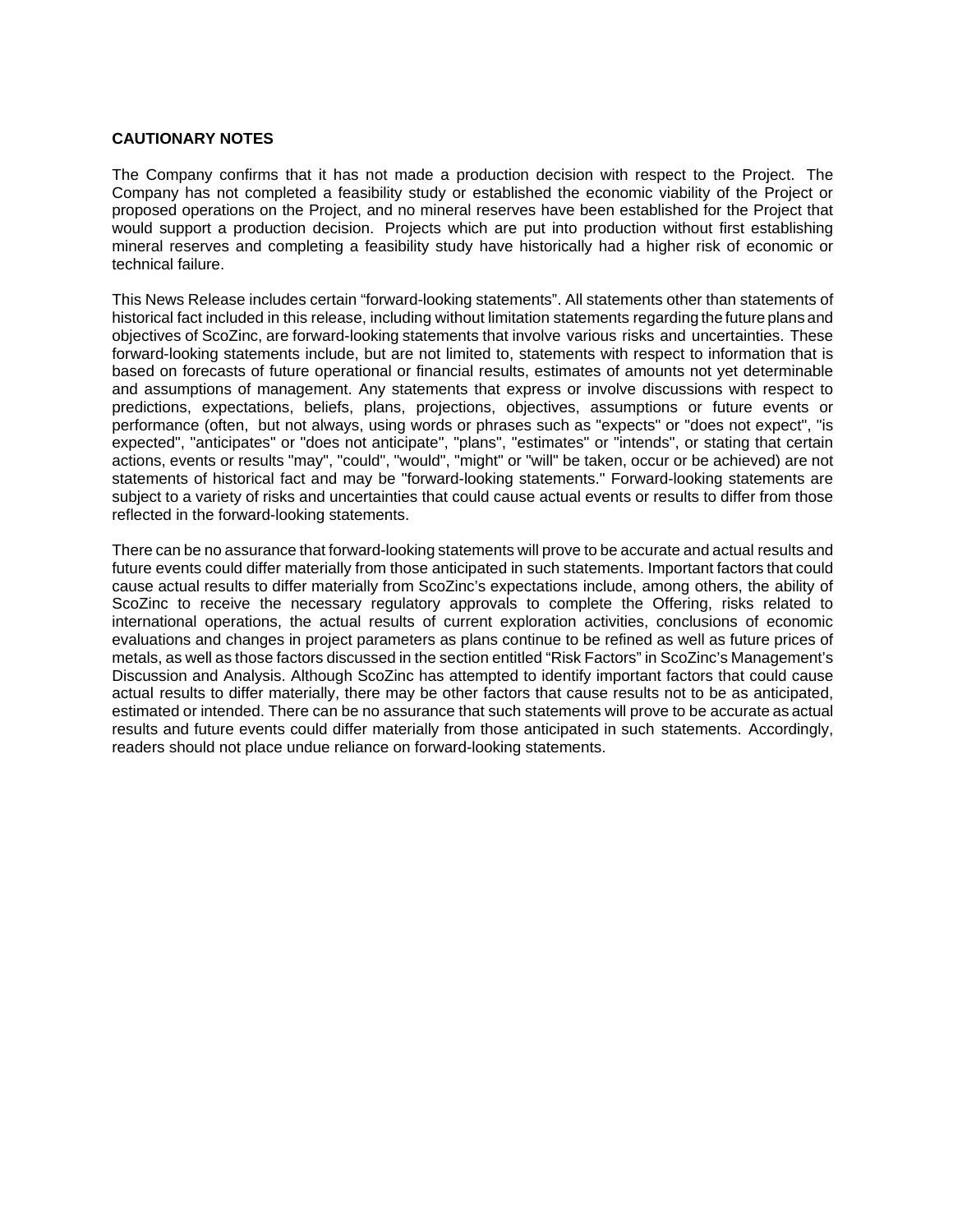**CAUTIONARY NOTES**

The Company confirms that it has not made a production decision with respect to the Project. The Company has not completed a feasibility study or established the economic viability of the Project or proposed operations on the Project, and no mineral reserves have been established for the Project that would support a production decision. Projects which are put into production without first establishing mineral reserves and completing a feasibility study have historically had a higher risk of economic or technical failure.

This News Release includes certain "forward-looking statements". All statements other than statements of historical fact included in this release, including without limitation statements regarding the future plans and objectives of ScoZinc, are forward-looking statements that involve various risks and uncertainties. These forward-looking statements include, but are not limited to, statements with respect to information that is based on forecasts of future operational or financial results, estimates of amounts not yet determinable and assumptions of management. Any statements that express or involve discussions with respect to predictions, expectations, beliefs, plans, projections, objectives, assumptions or future events or performance (often, but not always, using words or phrases such as "expects" or "does not expect", "is expected", "anticipates" or "does not anticipate", "plans", "estimates" or "intends", or stating that certain actions, events or results "may", "could", "would", "might" or "will" be taken, occur or be achieved) are not statements of historical fact and may be "forward-looking statements." Forward-looking statements are subject to a variety of risks and uncertainties that could cause actual events or results to differ from those reflected in the forward-looking statements.

There can be no assurance that forward-looking statements will prove to be accurate and actual results and future events could differ materially from those anticipated in such statements. Important factors that could cause actual results to differ materially from ScoZinc's expectations include, among others, the ability of ScoZinc to receive the necessary regulatory approvals to complete the Offering, risks related to international operations, the actual results of current exploration activities, conclusions of economic evaluations and changes in project parameters as plans continue to be refined as well as future prices of metals, as well as those factors discussed in the section entitled "Risk Factors" in ScoZinc's Management's Discussion and Analysis. Although ScoZinc has attempted to identify important factors that could cause actual results to differ materially, there may be other factors that cause results not to be as anticipated, estimated or intended. There can be no assurance that such statements will prove to be accurate as actual results and future events could differ materially from those anticipated in such statements. Accordingly, readers should not place undue reliance on forward-looking statements.